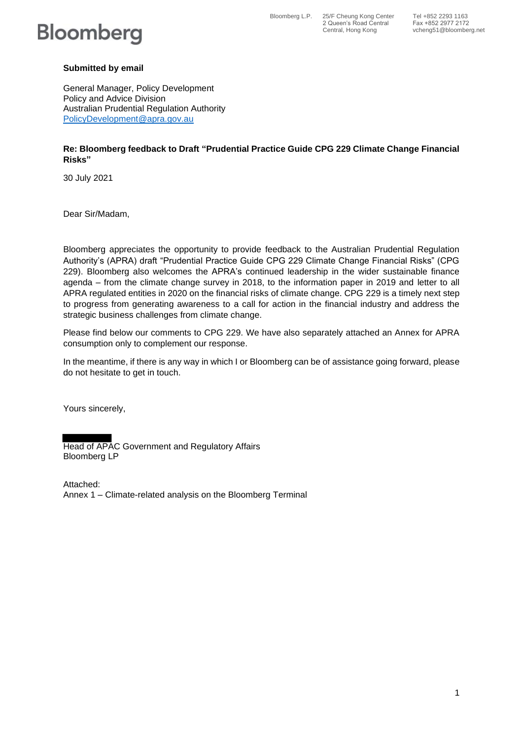Bloomberg

Bloomberg L.P.
25/F Cheung Kong Center
2 Queen's Road Central
Central, Hong Kong

Tel +852 2293 1163
Fax +852 2977 2172
vcheng51@bloomberg.net

**Submitted by email**

General Manager, Policy Development
Policy and Advice Division
Australian Prudential Regulation Authority
PolicyDevelopment@apra.gov.au

**Re: Bloomberg feedback to Draft "Prudential Practice Guide CPG 229 Climate Change Financial Risks"**

30 July 2021

Dear Sir/Madam,

Bloomberg appreciates the opportunity to provide feedback to the Australian Prudential Regulation Authority's (APRA) draft "Prudential Practice Guide CPG 229 Climate Change Financial Risks" (CPG 229). Bloomberg also welcomes the APRA's continued leadership in the wider sustainable finance agenda – from the climate change survey in 2018, to the information paper in 2019 and letter to all APRA regulated entities in 2020 on the financial risks of climate change. CPG 229 is a timely next step to progress from generating awareness to a call for action in the financial industry and address the strategic business challenges from climate change.

Please find below our comments to CPG 229. We have also separately attached an Annex for APRA consumption only to complement our response.

In the meantime, if there is any way in which I or Bloomberg can be of assistance going forward, please do not hesitate to get in touch.

Yours sincerely,

Head of APAC Government and Regulatory Affairs
Bloomberg LP

Attached:
Annex 1 – Climate-related analysis on the Bloomberg Terminal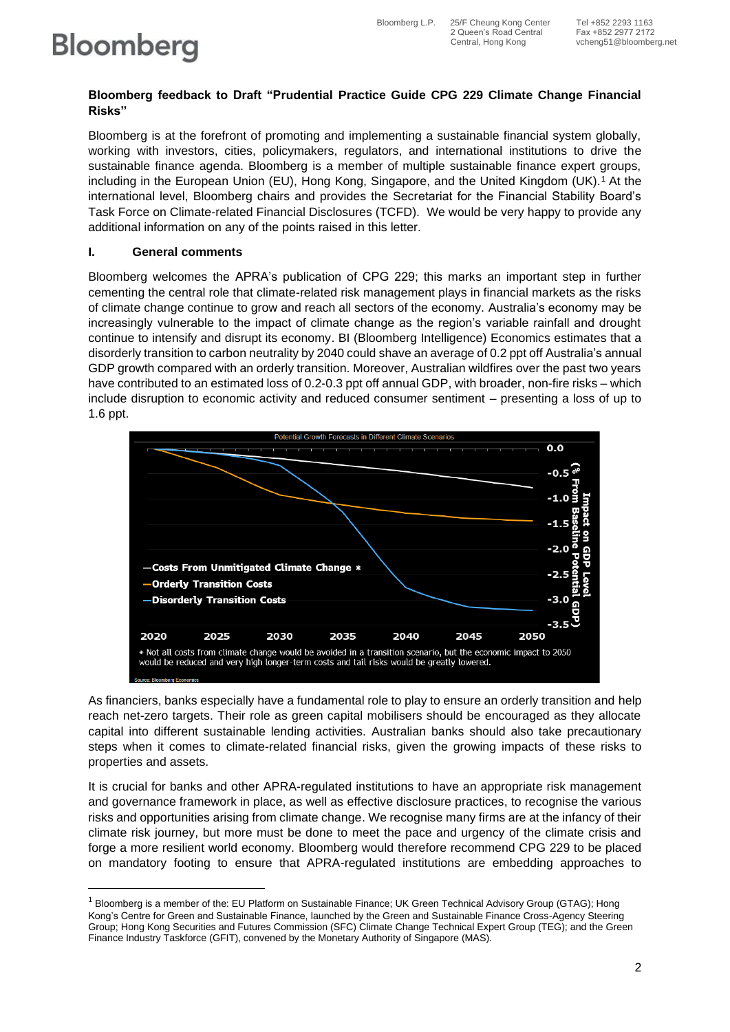**Bloomberg feedback to Draft "Prudential Practice Guide CPG 229 Climate Change Financial Risks"**

Bloomberg is at the forefront of promoting and implementing a sustainable financial system globally, working with investors, cities, policymakers, regulators, and international institutions to drive the sustainable finance agenda. Bloomberg is a member of multiple sustainable finance expert groups, including in the European Union (EU), Hong Kong, Singapore, and the United Kingdom (UK).[1] At the international level, Bloomberg chairs and provides the Secretariat for the Financial Stability Board's Task Force on Climate-related Financial Disclosures (TCFD). We would be very happy to provide any additional information on any of the points raised in this letter.

## I. General comments

Bloomberg welcomes the APRA's publication of CPG 229; this marks an important step in further cementing the central role that climate-related risk management plays in financial markets as the risks of climate change continue to grow and reach all sectors of the economy. Australia's economy may be increasingly vulnerable to the impact of climate change as the region's variable rainfall and drought continue to intensify and disrupt its economy. BI (Bloomberg Intelligence) Economics estimates that a disorderly transition to carbon neutrality by 2040 could shave an average of 0.2 ppt off Australia's annual GDP growth compared with an orderly transition. Moreover, Australian wildfires over the past two years have contributed to an estimated loss of 0.2-0.3 ppt off annual GDP, with broader, non-fire risks – which include disruption to economic activity and reduced consumer sentiment – presenting a loss of up to 1.6 ppt.

As financiers, banks especially have a fundamental role to play to ensure an orderly transition and help reach net-zero targets. Their role as green capital mobilisers should be encouraged as they allocate capital into different sustainable lending activities. Australian banks should also take precautionary steps when it comes to climate-related financial risks, given the growing impacts of these risks to properties and assets.

It is crucial for banks and other APRA-regulated institutions to have an appropriate risk management and governance framework in place, as well as effective disclosure practices, to recognise the various risks and opportunities arising from climate change. We recognise many firms are at the infancy of their climate risk journey, but more must be done to meet the pace and urgency of the climate crisis and forge a more resilient world economy. Bloomberg would therefore recommend CPG 229 to be placed on mandatory footing to ensure that APRA-regulated institutions are embedding approaches to

[1] Bloomberg is a member of the: EU Platform on Sustainable Finance; UK Green Technical Advisory Group (GTAG); Hong Kong's Centre for Green and Sustainable Finance, launched by the Green and Sustainable Finance Cross-Agency Steering Group; Hong Kong Securities and Futures Commission (SFC) Climate Change Technical Expert Group (TEG); and the Green Finance Industry Taskforce (GFIT), convened by the Monetary Authority of Singapore (MAS).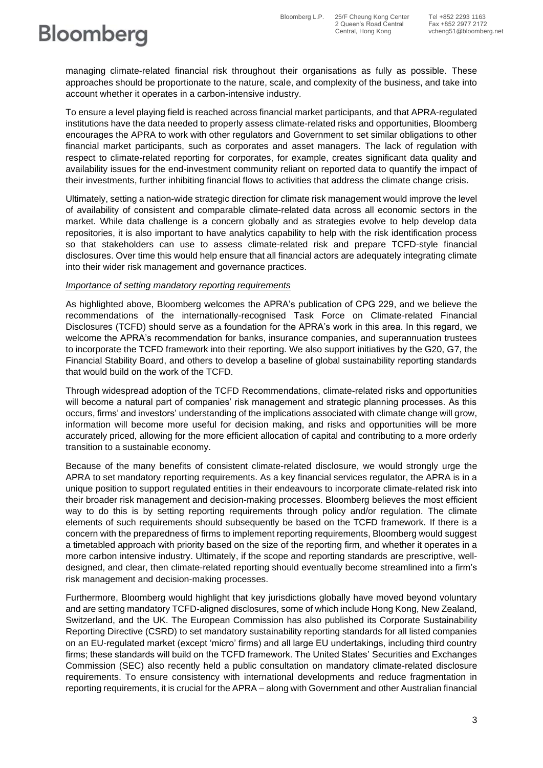managing climate-related financial risk throughout their organisations as fully as possible. These approaches should be proportionate to the nature, scale, and complexity of the business, and take into account whether it operates in a carbon-intensive industry.

To ensure a level playing field is reached across financial market participants, and that APRA-regulated institutions have the data needed to properly assess climate-related risks and opportunities, Bloomberg encourages the APRA to work with other regulators and Government to set similar obligations to other financial market participants, such as corporates and asset managers. The lack of regulation with respect to climate-related reporting for corporates, for example, creates significant data quality and availability issues for the end-investment community reliant on reported data to quantify the impact of their investments, further inhibiting financial flows to activities that address the climate change crisis.

Ultimately, setting a nation-wide strategic direction for climate risk management would improve the level of availability of consistent and comparable climate-related data across all economic sectors in the market. While data challenge is a concern globally and as strategies evolve to help develop data repositories, it is also important to have analytics capability to help with the risk identification process so that stakeholders can use to assess climate-related risk and prepare TCFD-style financial disclosures. Over time this would help ensure that all financial actors are adequately integrating climate into their wider risk management and governance practices.

*Importance of setting mandatory reporting requirements*

As highlighted above, Bloomberg welcomes the APRA's publication of CPG 229, and we believe the recommendations of the internationally-recognised Task Force on Climate-related Financial Disclosures (TCFD) should serve as a foundation for the APRA's work in this area. In this regard, we welcome the APRA's recommendation for banks, insurance companies, and superannuation trustees to incorporate the TCFD framework into their reporting. We also support initiatives by the G20, G7, the Financial Stability Board, and others to develop a baseline of global sustainability reporting standards that would build on the work of the TCFD.

Through widespread adoption of the TCFD Recommendations, climate-related risks and opportunities will become a natural part of companies' risk management and strategic planning processes. As this occurs, firms' and investors' understanding of the implications associated with climate change will grow, information will become more useful for decision making, and risks and opportunities will be more accurately priced, allowing for the more efficient allocation of capital and contributing to a more orderly transition to a sustainable economy.

Because of the many benefits of consistent climate-related disclosure, we would strongly urge the APRA to set mandatory reporting requirements. As a key financial services regulator, the APRA is in a unique position to support regulated entities in their endeavours to incorporate climate-related risk into their broader risk management and decision-making processes. Bloomberg believes the most efficient way to do this is by setting reporting requirements through policy and/or regulation. The climate elements of such requirements should subsequently be based on the TCFD framework. If there is a concern with the preparedness of firms to implement reporting requirements, Bloomberg would suggest a timetabled approach with priority based on the size of the reporting firm, and whether it operates in a more carbon intensive industry. Ultimately, if the scope and reporting standards are prescriptive, well-designed, and clear, then climate-related reporting should eventually become streamlined into a firm's risk management and decision-making processes.

Furthermore, Bloomberg would highlight that key jurisdictions globally have moved beyond voluntary and are setting mandatory TCFD-aligned disclosures, some of which include Hong Kong, New Zealand, Switzerland, and the UK. The European Commission has also published its Corporate Sustainability Reporting Directive (CSRD) to set mandatory sustainability reporting standards for all listed companies on an EU-regulated market (except 'micro' firms) and all large EU undertakings, including third country firms; these standards will build on the TCFD framework. The United States' Securities and Exchanges Commission (SEC) also recently held a public consultation on mandatory climate-related disclosure requirements. To ensure consistency with international developments and reduce fragmentation in reporting requirements, it is crucial for the APRA – along with Government and other Australian financial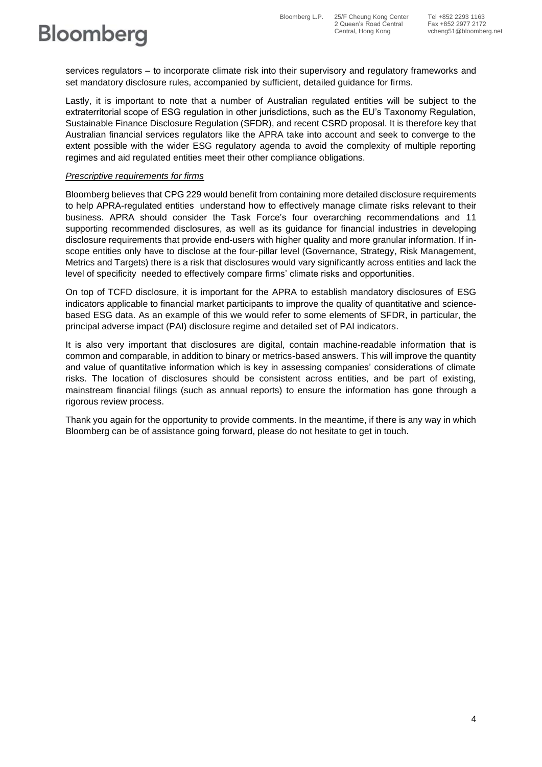services regulators – to incorporate climate risk into their supervisory and regulatory frameworks and set mandatory disclosure rules, accompanied by sufficient, detailed guidance for firms.

Lastly, it is important to note that a number of Australian regulated entities will be subject to the extraterritorial scope of ESG regulation in other jurisdictions, such as the EU's Taxonomy Regulation, Sustainable Finance Disclosure Regulation (SFDR), and recent CSRD proposal. It is therefore key that Australian financial services regulators like the APRA take into account and seek to converge to the extent possible with the wider ESG regulatory agenda to avoid the complexity of multiple reporting regimes and aid regulated entities meet their other compliance obligations.

*Prescriptive requirements for firms*

Bloomberg believes that CPG 229 would benefit from containing more detailed disclosure requirements to help APRA-regulated entities understand how to effectively manage climate risks relevant to their business. APRA should consider the Task Force's four overarching recommendations and 11 supporting recommended disclosures, as well as its guidance for financial industries in developing disclosure requirements that provide end-users with higher quality and more granular information. If in-scope entities only have to disclose at the four-pillar level (Governance, Strategy, Risk Management, Metrics and Targets) there is a risk that disclosures would vary significantly across entities and lack the level of specificity needed to effectively compare firms' climate risks and opportunities.

On top of TCFD disclosure, it is important for the APRA to establish mandatory disclosures of ESG indicators applicable to financial market participants to improve the quality of quantitative and science-based ESG data. As an example of this we would refer to some elements of SFDR, in particular, the principal adverse impact (PAI) disclosure regime and detailed set of PAI indicators.

It is also very important that disclosures are digital, contain machine-readable information that is common and comparable, in addition to binary or metrics-based answers. This will improve the quantity and value of quantitative information which is key in assessing companies' considerations of climate risks. The location of disclosures should be consistent across entities, and be part of existing, mainstream financial filings (such as annual reports) to ensure the information has gone through a rigorous review process.

Thank you again for the opportunity to provide comments. In the meantime, if there is any way in which Bloomberg can be of assistance going forward, please do not hesitate to get in touch.